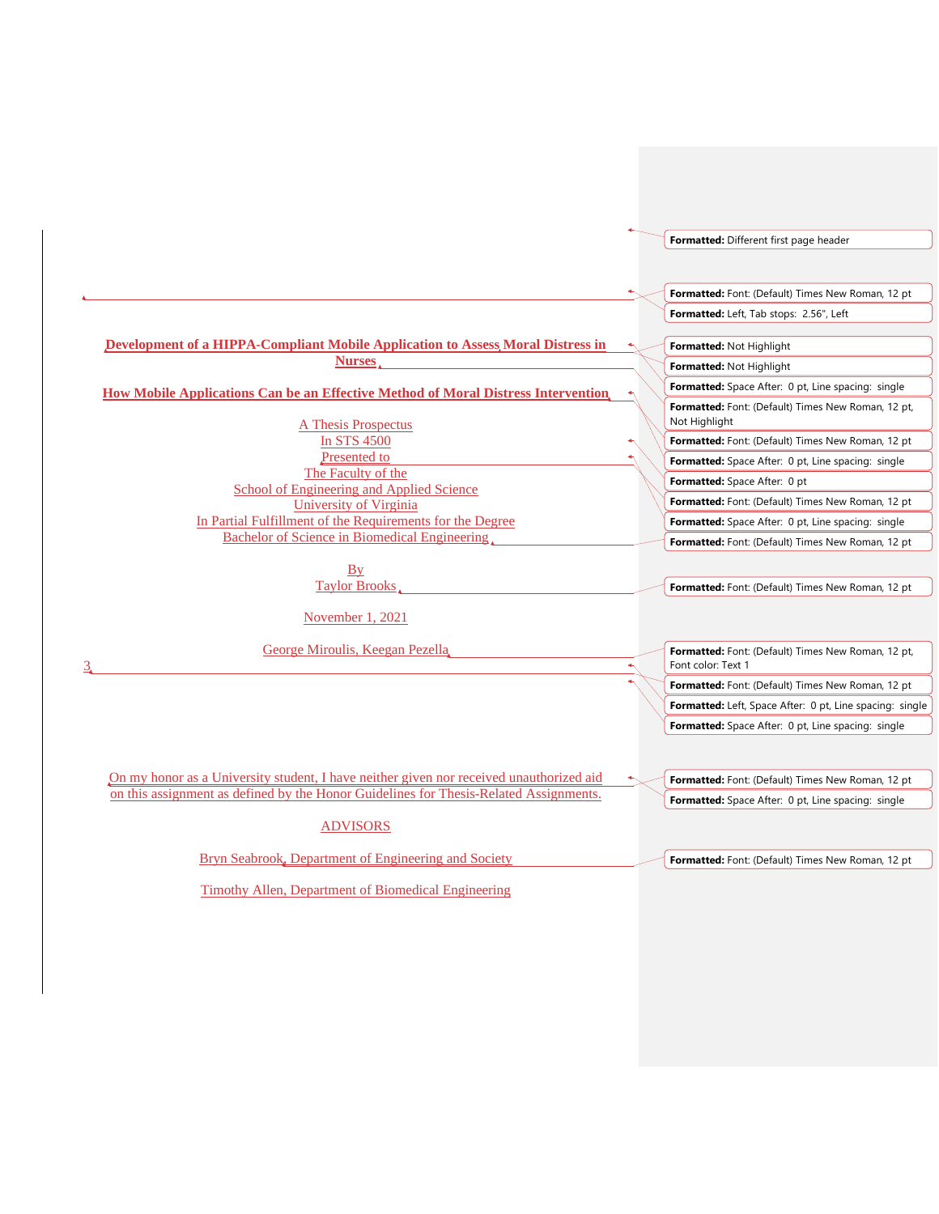**Development of a HIPPA-Compliant Mobile Application to Assess Moral Distress in Nurses**

**How Mobile Applications Can be an Effective Method of Moral Distress Intervention**

A Thesis Prospectus
In STS 4500
Presented to
The Faculty of the
School of Engineering and Applied Science
University of Virginia
In Partial Fulfillment of the Requirements for the Degree
Bachelor of Science in Biomedical Engineering

By
Taylor Brooks

November 1, 2021

George Miroulis, Keegan Pezella

On my honor as a University student, I have neither given nor received unauthorized aid on this assignment as defined by the Honor Guidelines for Thesis-Related Assignments.

ADVISORS

Bryn Seabrook, Department of Engineering and Society

Timothy Allen, Department of Biomedical Engineering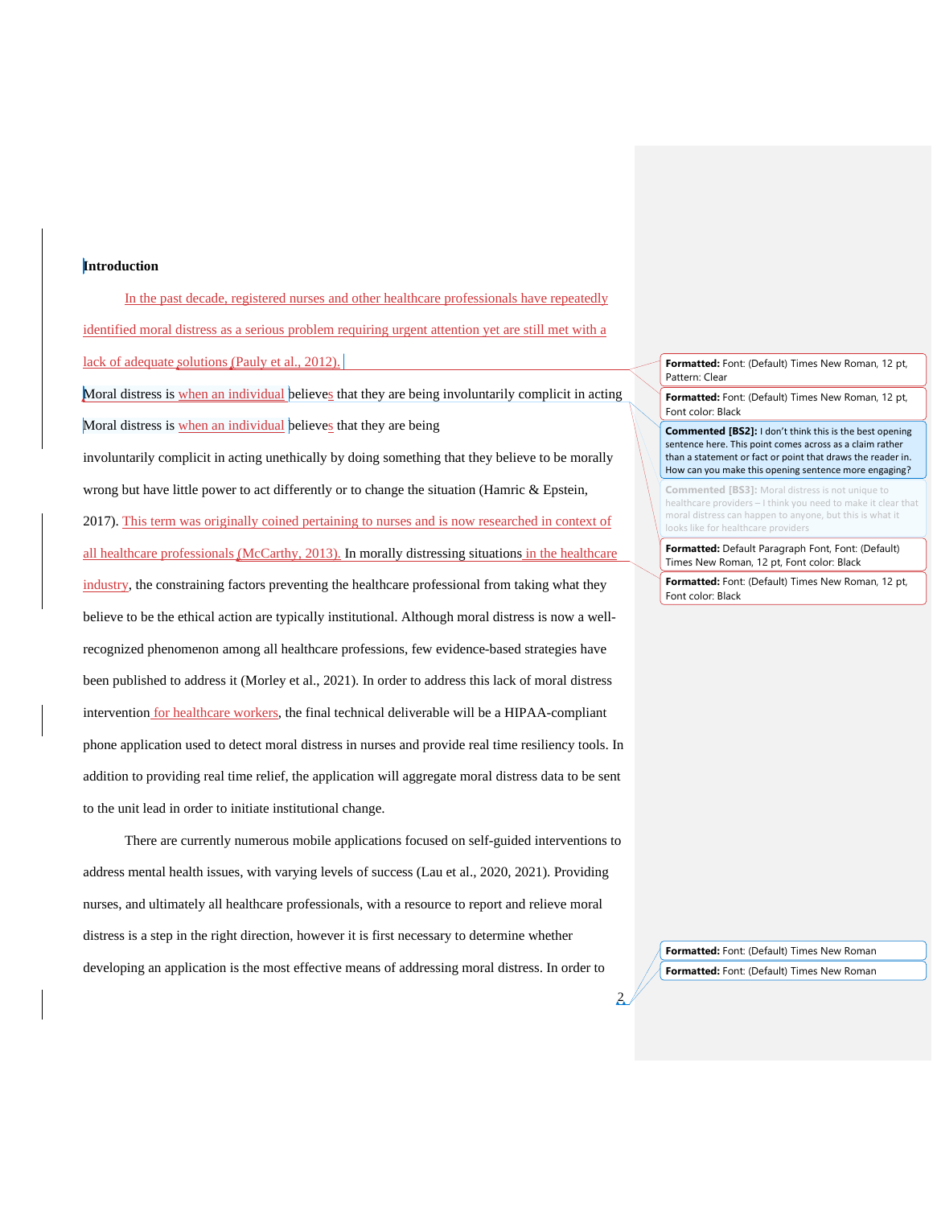**Introduction**

In the past decade, registered nurses and other healthcare professionals have repeatedly identified moral distress as a serious problem requiring urgent attention yet are still met with a lack of adequate solutions (Pauly et al., 2012).

Moral distress is when an individual believes that they are being involuntarily complicit in acting

Moral distress is when an individual believes that they are being involuntarily complicit in acting unethically by doing something that they believe to be morally wrong but have little power to act differently or to change the situation (Hamric & Epstein, 2017). This term was originally coined pertaining to nurses and is now researched in context of all healthcare professionals (McCarthy, 2013). In morally distressing situations in the healthcare industry, the constraining factors preventing the healthcare professional from taking what they believe to be the ethical action are typically institutional. Although moral distress is now a well-recognized phenomenon among all healthcare professions, few evidence-based strategies have been published to address it (Morley et al., 2021). In order to address this lack of moral distress intervention for healthcare workers, the final technical deliverable will be a HIPAA-compliant phone application used to detect moral distress in nurses and provide real time resiliency tools. In addition to providing real time relief, the application will aggregate moral distress data to be sent to the unit lead in order to initiate institutional change.

There are currently numerous mobile applications focused on self-guided interventions to address mental health issues, with varying levels of success (Lau et al., 2020, 2021). Providing nurses, and ultimately all healthcare professionals, with a resource to report and relieve moral distress is a step in the right direction, however it is first necessary to determine whether developing an application is the most effective means of addressing moral distress. In order to

**Formatted:** Font: (Default) Times New Roman, 12 pt, Pattern: Clear

**Formatted:** Font: (Default) Times New Roman, 12 pt, Font color: Black

**Commented [BS2]:** I don't think this is the best opening sentence here. This point comes across as a claim rather than a statement or fact or point that draws the reader in. How can you make this opening sentence more engaging?

**Commented [BS3]:** Moral distress is not unique to healthcare providers – I think you need to make it clear that moral distress can happen to anyone, but this is what it looks like for healthcare providers

**Formatted:** Default Paragraph Font, Font: (Default) Times New Roman, 12 pt, Font color: Black

**Formatted:** Font: (Default) Times New Roman, 12 pt, Font color: Black

**Formatted:** Font: (Default) Times New Roman

**Formatted:** Font: (Default) Times New Roman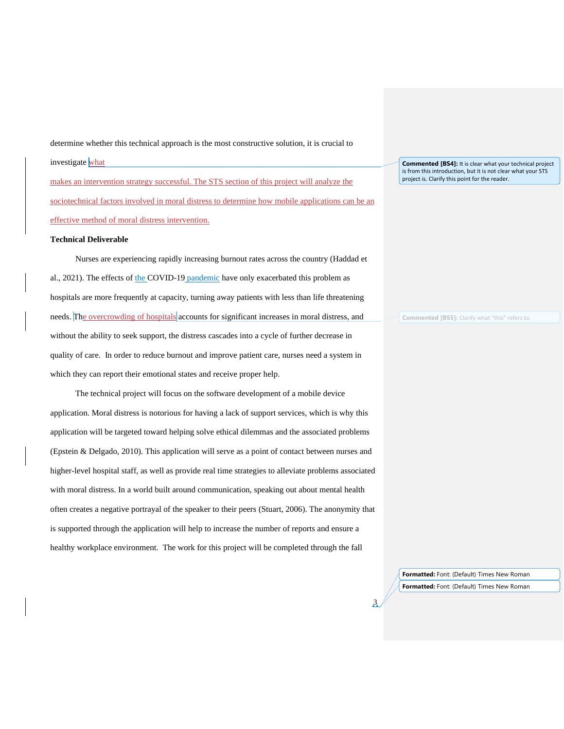determine whether this technical approach is the most constructive solution, it is crucial to investigate what makes an intervention strategy successful. The STS section of this project will analyze the sociotechnical factors involved in moral distress to determine how mobile applications can be an effective method of moral distress intervention.

**Technical Deliverable**

Nurses are experiencing rapidly increasing burnout rates across the country (Haddad et al., 2021). The effects of the COVID-19 pandemic have only exacerbated this problem as hospitals are more frequently at capacity, turning away patients with less than life threatening needs. The overcrowding of hospitals accounts for significant increases in moral distress, and without the ability to seek support, the distress cascades into a cycle of further decrease in quality of care. In order to reduce burnout and improve patient care, nurses need a system in which they can report their emotional states and receive proper help.

The technical project will focus on the software development of a mobile device application. Moral distress is notorious for having a lack of support services, which is why this application will be targeted toward helping solve ethical dilemmas and the associated problems (Epstein & Delgado, 2010). This application will serve as a point of contact between nurses and higher-level hospital staff, as well as provide real time strategies to alleviate problems associated with moral distress. In a world built around communication, speaking out about mental health often creates a negative portrayal of the speaker to their peers (Stuart, 2006). The anonymity that is supported through the application will help to increase the number of reports and ensure a healthy workplace environment. The work for this project will be completed through the fall

**Commented [BS4]:** It is clear what your technical project is from this introduction, but it is not clear what your STS project is. Clarify this point for the reader.

**Commented [BS5]:** Clarify what "this" refers to.

**Formatted:** Font: (Default) Times New Roman

**Formatted:** Font: (Default) Times New Roman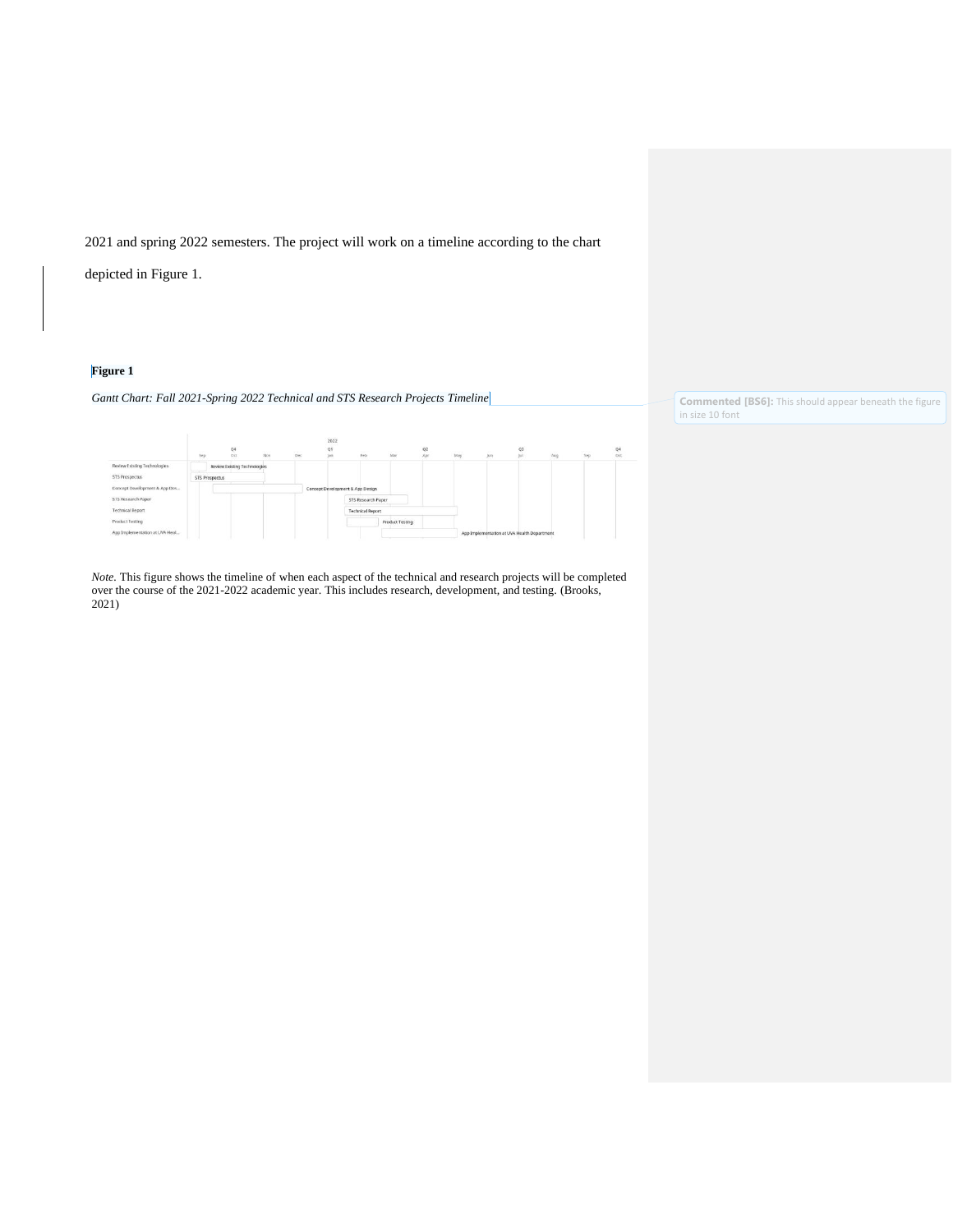2021 and spring 2022 semesters. The project will work on a timeline according to the chart depicted in Figure 1.

**Figure 1**

*Gantt Chart: Fall 2021-Spring 2022 Technical and STS Research Projects Timeline*

*Note.* This figure shows the timeline of when each aspect of the technical and research projects will be completed over the course of the 2021-2022 academic year. This includes research, development, and testing. (Brooks, 2021)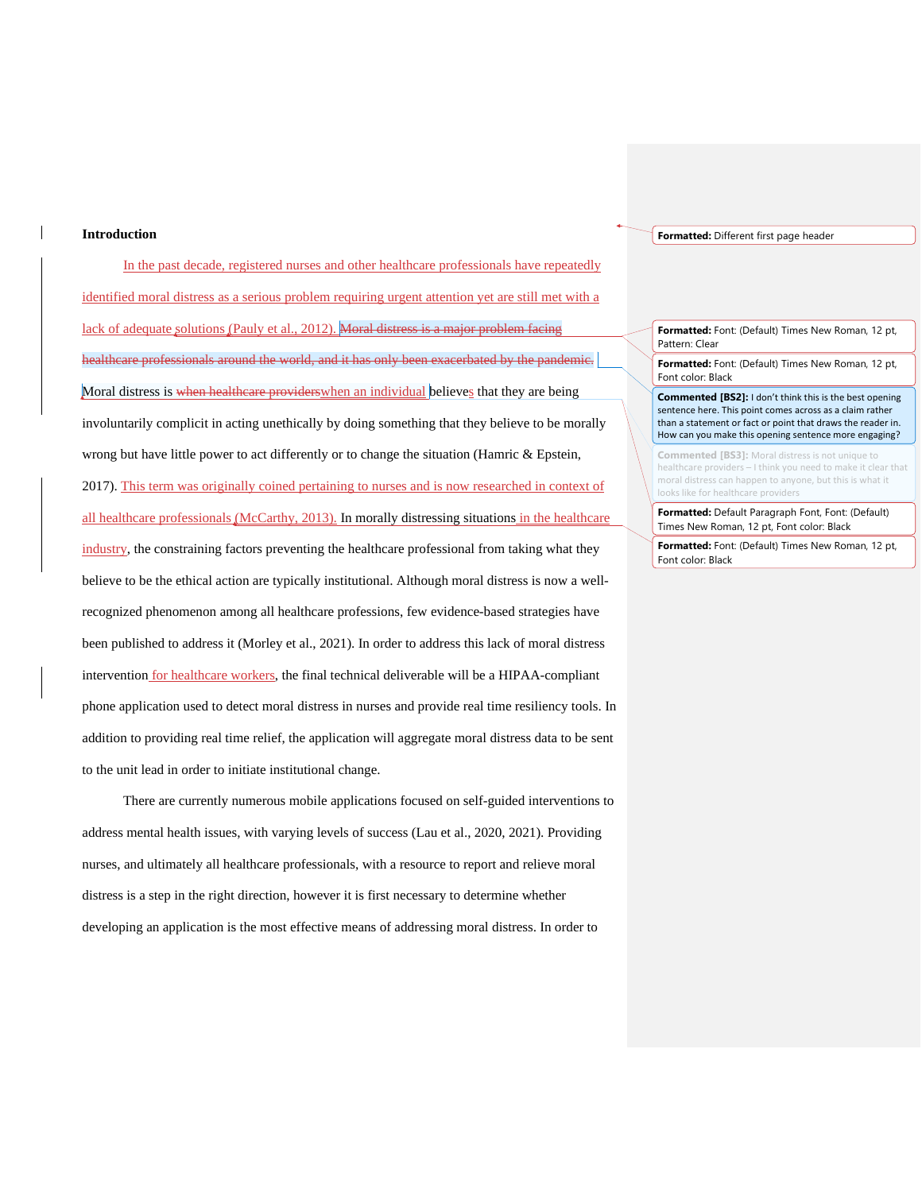**Introduction**

In the past decade, registered nurses and other healthcare professionals have repeatedly identified moral distress as a serious problem requiring urgent attention yet are still met with a lack of adequate solutions (Pauly et al., 2012). ~~Moral distress is a major problem facing healthcare professionals around the world, and it has only been exacerbated by the pandemic.~~ Moral distress is ~~when healthcare providers~~when an individual believes that they are being involuntarily complicit in acting unethically by doing something that they believe to be morally wrong but have little power to act differently or to change the situation (Hamric & Epstein, 2017). This term was originally coined pertaining to nurses and is now researched in context of all healthcare professionals (McCarthy, 2013). In morally distressing situations in the healthcare industry, the constraining factors preventing the healthcare professional from taking what they believe to be the ethical action are typically institutional. Although moral distress is now a well-recognized phenomenon among all healthcare professions, few evidence-based strategies have been published to address it (Morley et al., 2021). In order to address this lack of moral distress intervention for healthcare workers, the final technical deliverable will be a HIPAA-compliant phone application used to detect moral distress in nurses and provide real time resiliency tools. In addition to providing real time relief, the application will aggregate moral distress data to be sent to the unit lead in order to initiate institutional change.

There are currently numerous mobile applications focused on self-guided interventions to address mental health issues, with varying levels of success (Lau et al., 2020, 2021). Providing nurses, and ultimately all healthcare professionals, with a resource to report and relieve moral distress is a step in the right direction, however it is first necessary to determine whether developing an application is the most effective means of addressing moral distress. In order to

**Formatted:** Different first page header

**Formatted:** Font: (Default) Times New Roman, 12 pt, Pattern: Clear

**Formatted:** Font: (Default) Times New Roman, 12 pt, Font color: Black

**Commented [BS2]:** I don't think this is the best opening sentence here. This point comes across as a claim rather than a statement or fact or point that draws the reader in. How can you make this opening sentence more engaging?

**Commented [BS3]:** Moral distress is not unique to healthcare providers – I think you need to make it clear that moral distress can happen to anyone, but this is what it looks like for healthcare providers

**Formatted:** Default Paragraph Font, Font: (Default) Times New Roman, 12 pt, Font color: Black

**Formatted:** Font: (Default) Times New Roman, 12 pt, Font color: Black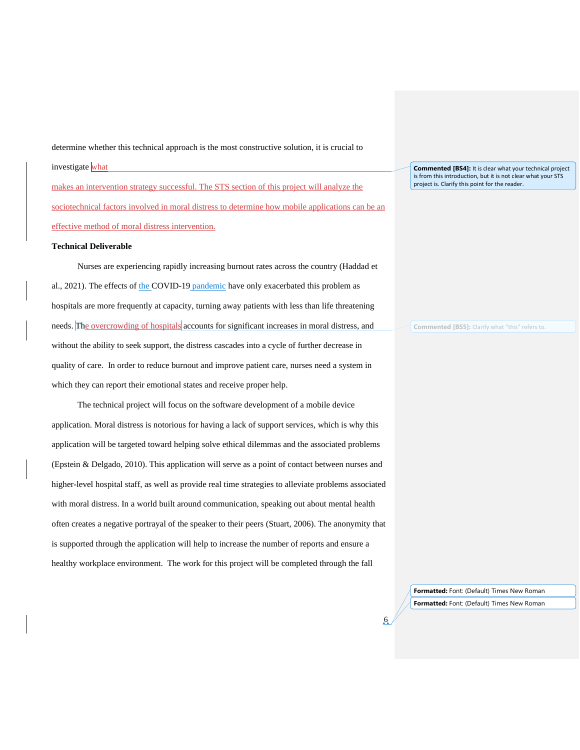determine whether this technical approach is the most constructive solution, it is crucial to investigate what makes an intervention strategy successful. The STS section of this project will analyze the sociotechnical factors involved in moral distress to determine how mobile applications can be an effective method of moral distress intervention.

**Commented [BS4]:** It is clear what your technical project is from this introduction, but it is not clear what your STS project is. Clarify this point for the reader.

**Technical Deliverable**

Nurses are experiencing rapidly increasing burnout rates across the country (Haddad et al., 2021). The effects of the COVID-19 pandemic have only exacerbated this problem as hospitals are more frequently at capacity, turning away patients with less than life threatening needs. The overcrowding of hospitals accounts for significant increases in moral distress, and without the ability to seek support, the distress cascades into a cycle of further decrease in quality of care. In order to reduce burnout and improve patient care, nurses need a system in which they can report their emotional states and receive proper help.

**Commented [BS5]:** Clarify what "this" refers to.

The technical project will focus on the software development of a mobile device application. Moral distress is notorious for having a lack of support services, which is why this application will be targeted toward helping solve ethical dilemmas and the associated problems (Epstein & Delgado, 2010). This application will serve as a point of contact between nurses and higher-level hospital staff, as well as provide real time strategies to alleviate problems associated with moral distress. In a world built around communication, speaking out about mental health often creates a negative portrayal of the speaker to their peers (Stuart, 2006). The anonymity that is supported through the application will help to increase the number of reports and ensure a healthy workplace environment. The work for this project will be completed through the fall

**Formatted:** Font: (Default) Times New Roman

**Formatted:** Font: (Default) Times New Roman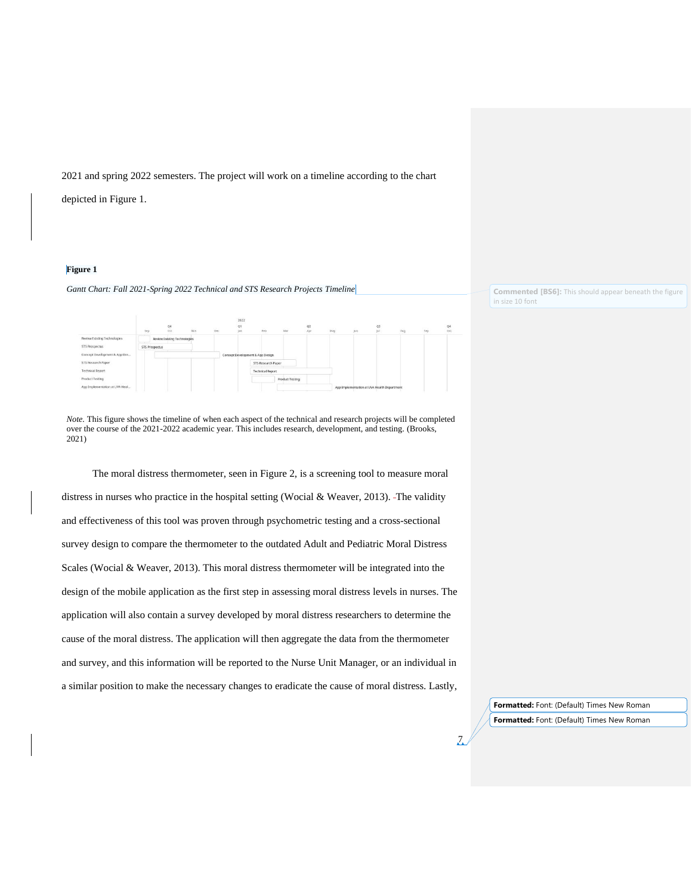2021 and spring 2022 semesters. The project will work on a timeline according to the chart depicted in Figure 1.

**Figure 1**

*Gantt Chart: Fall 2021-Spring 2022 Technical and STS Research Projects Timeline*

*Note.* This figure shows the timeline of when each aspect of the technical and research projects will be completed over the course of the 2021-2022 academic year. This includes research, development, and testing. (Brooks, 2021)

The moral distress thermometer, seen in Figure 2, is a screening tool to measure moral distress in nurses who practice in the hospital setting (Wocial & Weaver, 2013). The validity and effectiveness of this tool was proven through psychometric testing and a cross-sectional survey design to compare the thermometer to the outdated Adult and Pediatric Moral Distress Scales (Wocial & Weaver, 2013). This moral distress thermometer will be integrated into the design of the mobile application as the first step in assessing moral distress levels in nurses. The application will also contain a survey developed by moral distress researchers to determine the cause of the moral distress. The application will then aggregate the data from the thermometer and survey, and this information will be reported to the Nurse Unit Manager, or an individual in a similar position to make the necessary changes to eradicate the cause of moral distress. Lastly,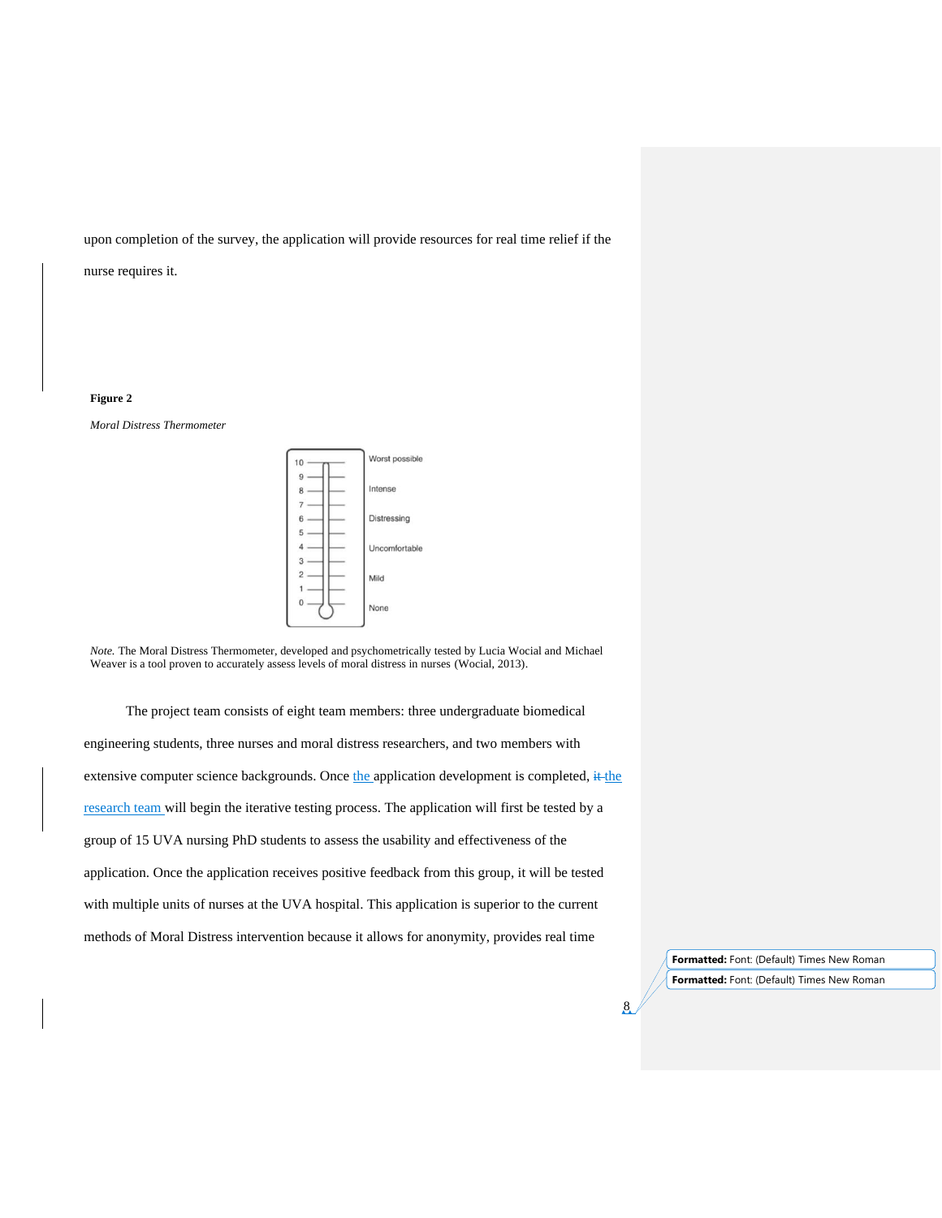upon completion of the survey, the application will provide resources for real time relief if the nurse requires it.

**Figure 2**

*Moral Distress Thermometer*

*Note.* The Moral Distress Thermometer, developed and psychometrically tested by Lucia Wocial and Michael Weaver is a tool proven to accurately assess levels of moral distress in nurses (Wocial, 2013).

The project team consists of eight team members: three undergraduate biomedical engineering students, three nurses and moral distress researchers, and two members with extensive computer science backgrounds. Once the application development is completed, the research team will begin the iterative testing process. The application will first be tested by a group of 15 UVA nursing PhD students to assess the usability and effectiveness of the application. Once the application receives positive feedback from this group, it will be tested with multiple units of nurses at the UVA hospital. This application is superior to the current methods of Moral Distress intervention because it allows for anonymity, provides real time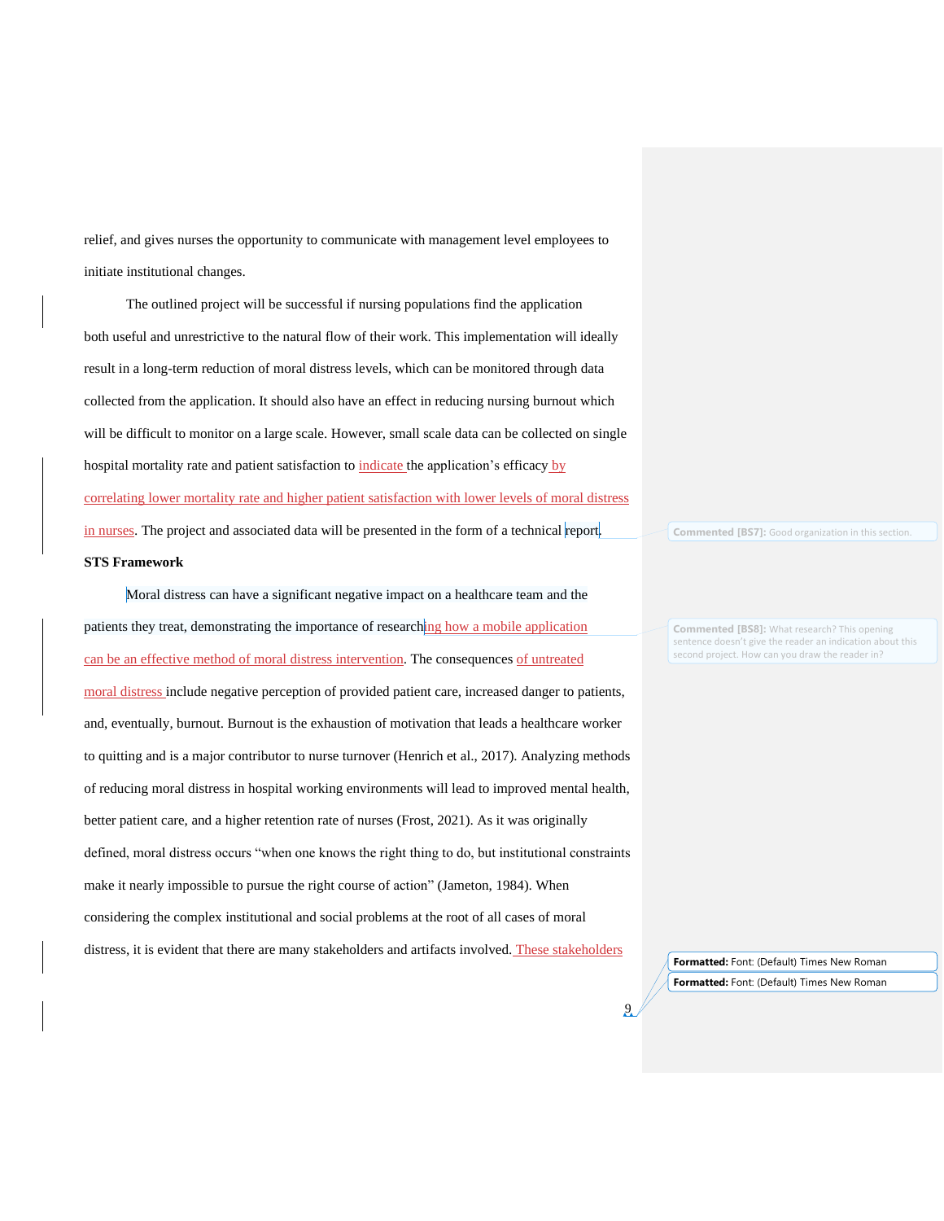relief, and gives nurses the opportunity to communicate with management level employees to initiate institutional changes.

The outlined project will be successful if nursing populations find the application both useful and unrestrictive to the natural flow of their work. This implementation will ideally result in a long-term reduction of moral distress levels, which can be monitored through data collected from the application. It should also have an effect in reducing nursing burnout which will be difficult to monitor on a large scale. However, small scale data can be collected on single hospital mortality rate and patient satisfaction to indicate the application's efficacy by correlating lower mortality rate and higher patient satisfaction with lower levels of moral distress in nurses. The project and associated data will be presented in the form of a technical report.

**STS Framework**

Moral distress can have a significant negative impact on a healthcare team and the patients they treat, demonstrating the importance of researching how a mobile application can be an effective method of moral distress intervention. The consequences of untreated moral distress include negative perception of provided patient care, increased danger to patients, and, eventually, burnout. Burnout is the exhaustion of motivation that leads a healthcare worker to quitting and is a major contributor to nurse turnover (Henrich et al., 2017). Analyzing methods of reducing moral distress in hospital working environments will lead to improved mental health, better patient care, and a higher retention rate of nurses (Frost, 2021). As it was originally defined, moral distress occurs "when one knows the right thing to do, but institutional constraints make it nearly impossible to pursue the right course of action" (Jameton, 1984). When considering the complex institutional and social problems at the root of all cases of moral distress, it is evident that there are many stakeholders and artifacts involved. These stakeholders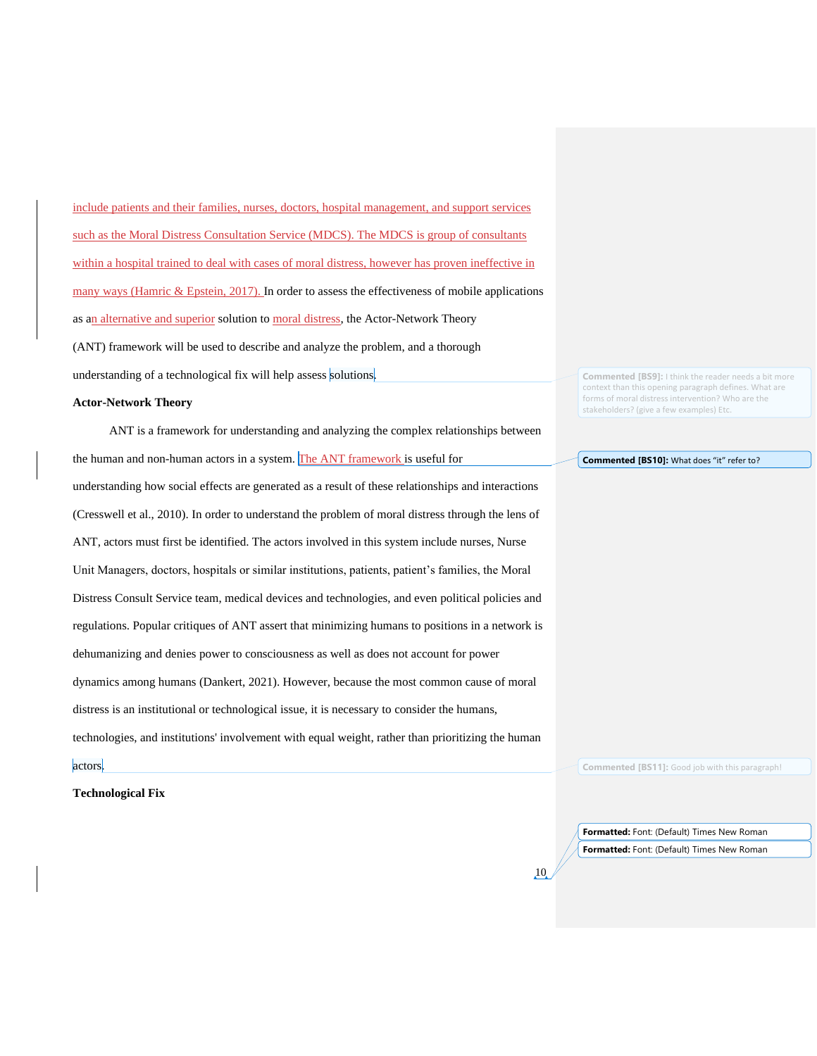include patients and their families, nurses, doctors, hospital management, and support services such as the Moral Distress Consultation Service (MDCS). The MDCS is group of consultants within a hospital trained to deal with cases of moral distress, however has proven ineffective in many ways (Hamric & Epstein, 2017). In order to assess the effectiveness of mobile applications as an alternative and superior solution to moral distress, the Actor-Network Theory (ANT) framework will be used to describe and analyze the problem, and a thorough understanding of a technological fix will help assess solutions.

**Actor-Network Theory**

ANT is a framework for understanding and analyzing the complex relationships between the human and non-human actors in a system. The ANT framework is useful for understanding how social effects are generated as a result of these relationships and interactions (Cresswell et al., 2010). In order to understand the problem of moral distress through the lens of ANT, actors must first be identified. The actors involved in this system include nurses, Nurse Unit Managers, doctors, hospitals or similar institutions, patients, patient's families, the Moral Distress Consult Service team, medical devices and technologies, and even political policies and regulations. Popular critiques of ANT assert that minimizing humans to positions in a network is dehumanizing and denies power to consciousness as well as does not account for power dynamics among humans (Dankert, 2021). However, because the most common cause of moral distress is an institutional or technological issue, it is necessary to consider the humans, technologies, and institutions' involvement with equal weight, rather than prioritizing the human actors.

**Technological Fix**

Commented [BS9]: I think the reader needs a bit more context than this opening paragraph defines. What are forms of moral distress intervention? Who are the stakeholders? (give a few examples) Etc.

Commented [BS10]: What does "it" refer to?

Commented [BS11]: Good job with this paragraph!

Formatted: Font: (Default) Times New Roman

Formatted: Font: (Default) Times New Roman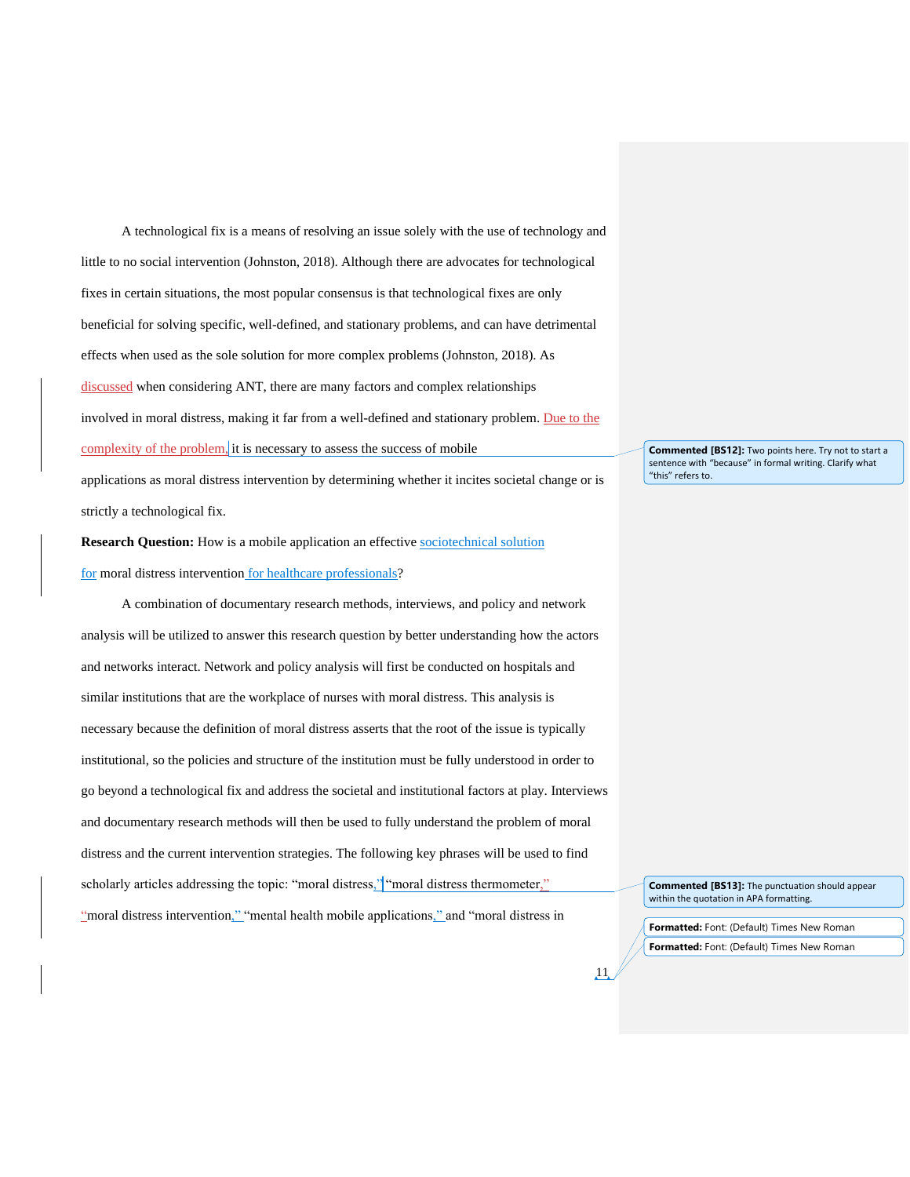A technological fix is a means of resolving an issue solely with the use of technology and little to no social intervention (Johnston, 2018). Although there are advocates for technological fixes in certain situations, the most popular consensus is that technological fixes are only beneficial for solving specific, well-defined, and stationary problems, and can have detrimental effects when used as the sole solution for more complex problems (Johnston, 2018). As discussed when considering ANT, there are many factors and complex relationships involved in moral distress, making it far from a well-defined and stationary problem. Due to the complexity of the problem, it is necessary to assess the success of mobile applications as moral distress intervention by determining whether it incites societal change or is strictly a technological fix.

**Research Question:** How is a mobile application an effective sociotechnical solution for moral distress intervention for healthcare professionals?

A combination of documentary research methods, interviews, and policy and network analysis will be utilized to answer this research question by better understanding how the actors and networks interact. Network and policy analysis will first be conducted on hospitals and similar institutions that are the workplace of nurses with moral distress. This analysis is necessary because the definition of moral distress asserts that the root of the issue is typically institutional, so the policies and structure of the institution must be fully understood in order to go beyond a technological fix and address the societal and institutional factors at play. Interviews and documentary research methods will then be used to fully understand the problem of moral distress and the current intervention strategies. The following key phrases will be used to find scholarly articles addressing the topic: "moral distress," "moral distress thermometer," "moral distress intervention," "mental health mobile applications," and "moral distress in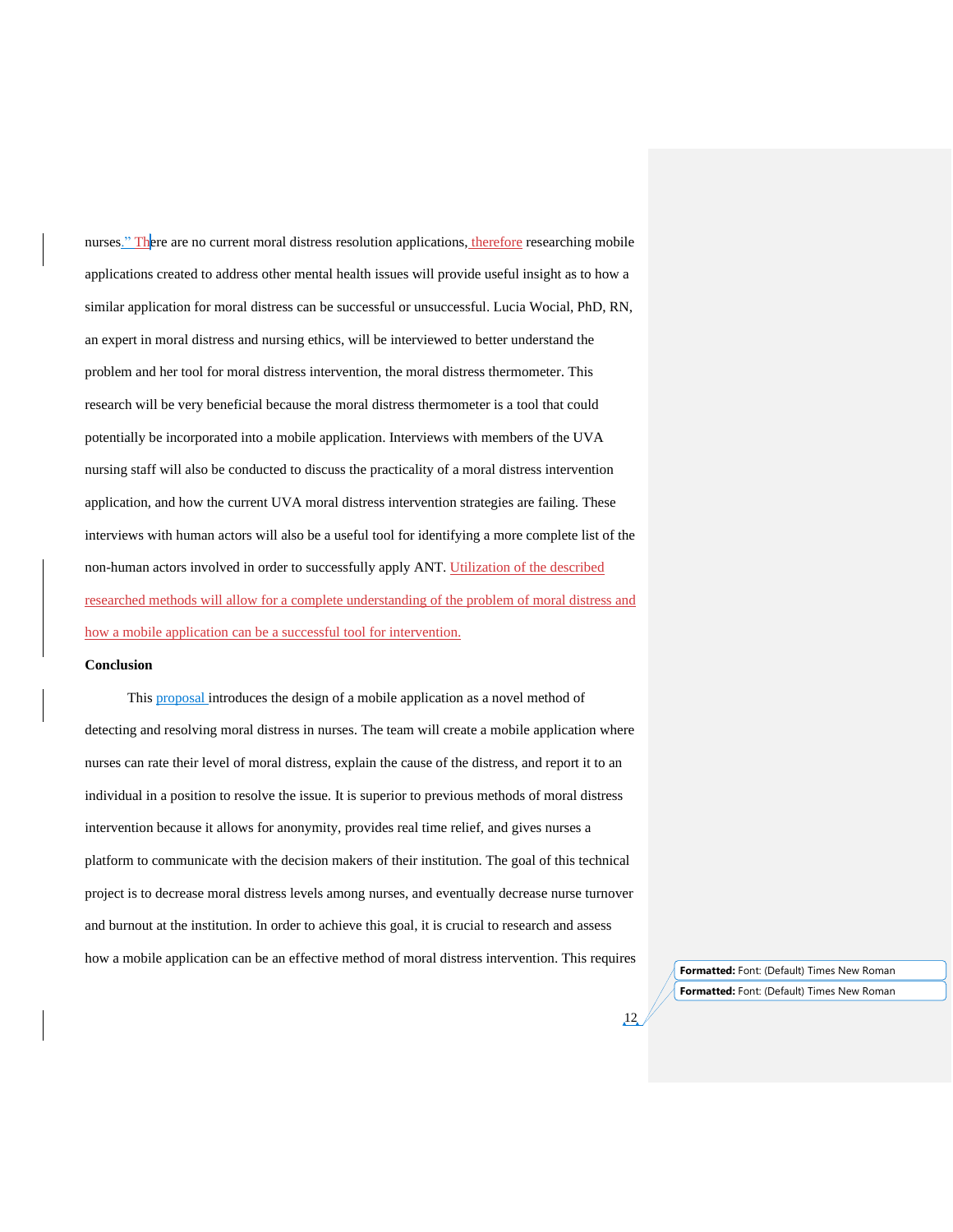nurses." There are no current moral distress resolution applications, therefore researching mobile applications created to address other mental health issues will provide useful insight as to how a similar application for moral distress can be successful or unsuccessful. Lucia Wocial, PhD, RN, an expert in moral distress and nursing ethics, will be interviewed to better understand the problem and her tool for moral distress intervention, the moral distress thermometer. This research will be very beneficial because the moral distress thermometer is a tool that could potentially be incorporated into a mobile application. Interviews with members of the UVA nursing staff will also be conducted to discuss the practicality of a moral distress intervention application, and how the current UVA moral distress intervention strategies are failing. These interviews with human actors will also be a useful tool for identifying a more complete list of the non-human actors involved in order to successfully apply ANT. Utilization of the described researched methods will allow for a complete understanding of the problem of moral distress and how a mobile application can be a successful tool for intervention.

**Conclusion**

This proposal introduces the design of a mobile application as a novel method of detecting and resolving moral distress in nurses. The team will create a mobile application where nurses can rate their level of moral distress, explain the cause of the distress, and report it to an individual in a position to resolve the issue. It is superior to previous methods of moral distress intervention because it allows for anonymity, provides real time relief, and gives nurses a platform to communicate with the decision makers of their institution. The goal of this technical project is to decrease moral distress levels among nurses, and eventually decrease nurse turnover and burnout at the institution. In order to achieve this goal, it is crucial to research and assess how a mobile application can be an effective method of moral distress intervention. This requires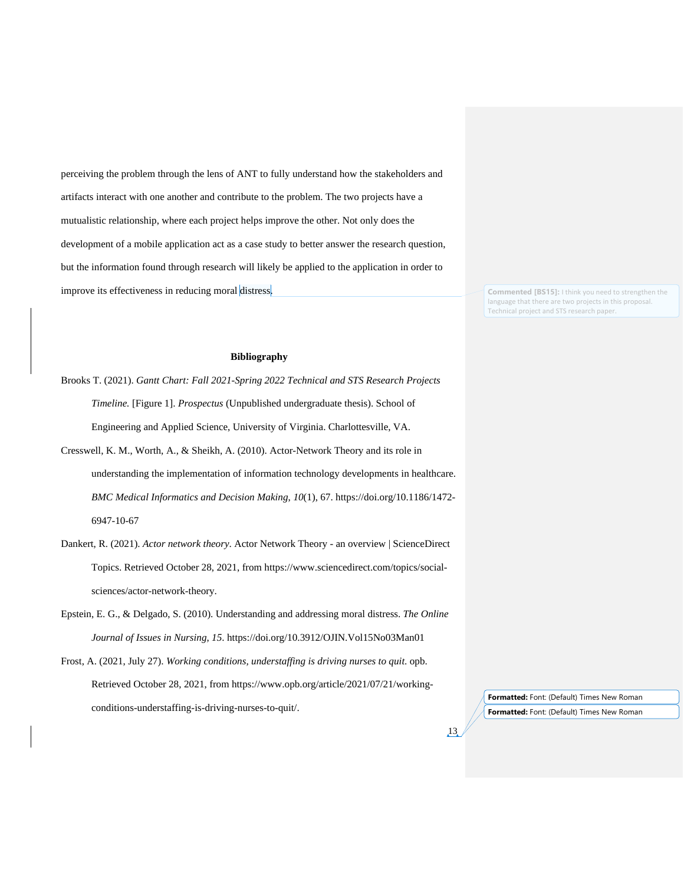perceiving the problem through the lens of ANT to fully understand how the stakeholders and artifacts interact with one another and contribute to the problem. The two projects have a mutualistic relationship, where each project helps improve the other. Not only does the development of a mobile application act as a case study to better answer the research question, but the information found through research will likely be applied to the application in order to improve its effectiveness in reducing moral distress.

## Bibliography

Brooks T. (2021). *Gantt Chart: Fall 2021-Spring 2022 Technical and STS Research Projects Timeline.* [Figure 1]. *Prospectus* (Unpublished undergraduate thesis). School of Engineering and Applied Science, University of Virginia. Charlottesville, VA.

Cresswell, K. M., Worth, A., & Sheikh, A. (2010). Actor-Network Theory and its role in understanding the implementation of information technology developments in healthcare. *BMC Medical Informatics and Decision Making, 10*(1), 67. https://doi.org/10.1186/1472-6947-10-67

Dankert, R. (2021). *Actor network theory*. Actor Network Theory - an overview | ScienceDirect Topics. Retrieved October 28, 2021, from https://www.sciencedirect.com/topics/social-sciences/actor-network-theory.

Epstein, E. G., & Delgado, S. (2010). Understanding and addressing moral distress. *The Online Journal of Issues in Nursing, 15*. https://doi.org/10.3912/OJIN.Vol15No03Man01

Frost, A. (2021, July 27). *Working conditions, understaffing is driving nurses to quit.* opb. Retrieved October 28, 2021, from https://www.opb.org/article/2021/07/21/working-conditions-understaffing-is-driving-nurses-to-quit/.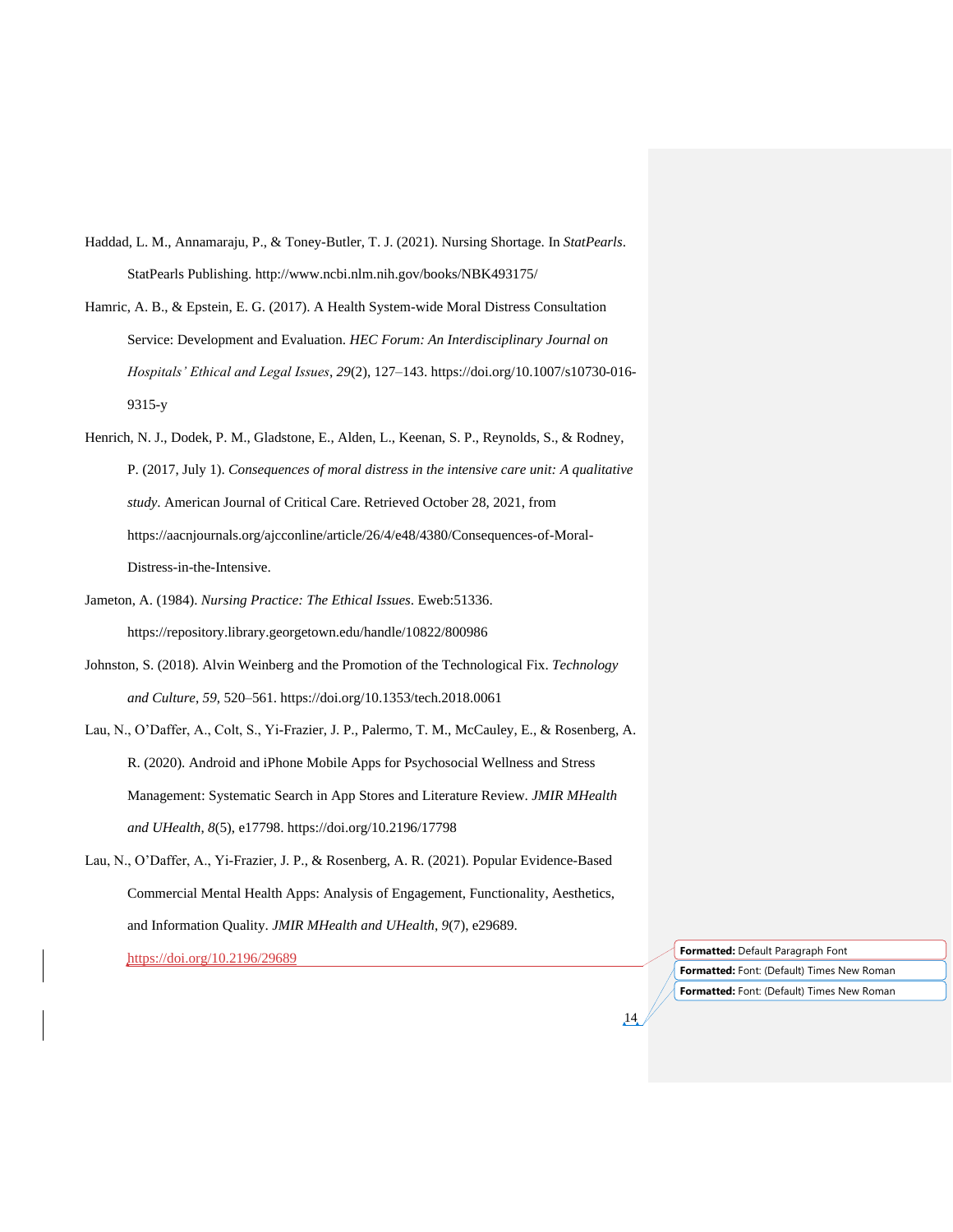Haddad, L. M., Annamaraju, P., & Toney-Butler, T. J. (2021). Nursing Shortage. In *StatPearls*. StatPearls Publishing. http://www.ncbi.nlm.nih.gov/books/NBK493175/

Hamric, A. B., & Epstein, E. G. (2017). A Health System-wide Moral Distress Consultation Service: Development and Evaluation. *HEC Forum: An Interdisciplinary Journal on Hospitals' Ethical and Legal Issues*, *29*(2), 127–143. https://doi.org/10.1007/s10730-016-9315-y

Henrich, N. J., Dodek, P. M., Gladstone, E., Alden, L., Keenan, S. P., Reynolds, S., & Rodney, P. (2017, July 1). *Consequences of moral distress in the intensive care unit: A qualitative study*. American Journal of Critical Care. Retrieved October 28, 2021, from https://aacnjournals.org/ajcconline/article/26/4/e48/4380/Consequences-of-Moral-Distress-in-the-Intensive.

Jameton, A. (1984). *Nursing Practice: The Ethical Issues*. Eweb:51336. https://repository.library.georgetown.edu/handle/10822/800986

Johnston, S. (2018). Alvin Weinberg and the Promotion of the Technological Fix. *Technology and Culture*, *59*, 520–561. https://doi.org/10.1353/tech.2018.0061

Lau, N., O'Daffer, A., Colt, S., Yi-Frazier, J. P., Palermo, T. M., McCauley, E., & Rosenberg, A. R. (2020). Android and iPhone Mobile Apps for Psychosocial Wellness and Stress Management: Systematic Search in App Stores and Literature Review. *JMIR MHealth and UHealth*, *8*(5), e17798. https://doi.org/10.2196/17798

Lau, N., O'Daffer, A., Yi-Frazier, J. P., & Rosenberg, A. R. (2021). Popular Evidence-Based Commercial Mental Health Apps: Analysis of Engagement, Functionality, Aesthetics, and Information Quality. *JMIR MHealth and UHealth*, *9*(7), e29689. https://doi.org/10.2196/29689

**Formatted:** Default Paragraph Font

**Formatted:** Font: (Default) Times New Roman

**Formatted:** Font: (Default) Times New Roman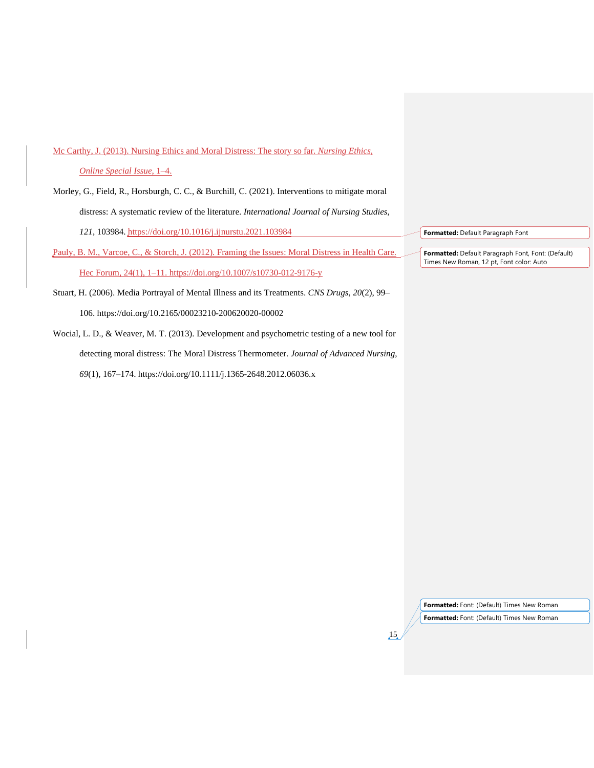Mc Carthy, J. (2013). Nursing Ethics and Moral Distress: The story so far. *Nursing Ethics, Online Special Issue*, 1–4.

Morley, G., Field, R., Horsburgh, C. C., & Burchill, C. (2021). Interventions to mitigate moral distress: A systematic review of the literature. *International Journal of Nursing Studies, 121*, 103984. https://doi.org/10.1016/j.ijnurstu.2021.103984

Pauly, B. M., Varcoe, C., & Storch, J. (2012). Framing the Issues: Moral Distress in Health Care. Hec Forum, 24(1), 1–11. https://doi.org/10.1007/s10730-012-9176-y

Stuart, H. (2006). Media Portrayal of Mental Illness and its Treatments. *CNS Drugs*, *20*(2), 99–106. https://doi.org/10.2165/00023210-200620020-00002

Wocial, L. D., & Weaver, M. T. (2013). Development and psychometric testing of a new tool for detecting moral distress: The Moral Distress Thermometer. *Journal of Advanced Nursing*, *69*(1), 167–174. https://doi.org/10.1111/j.1365-2648.2012.06036.x